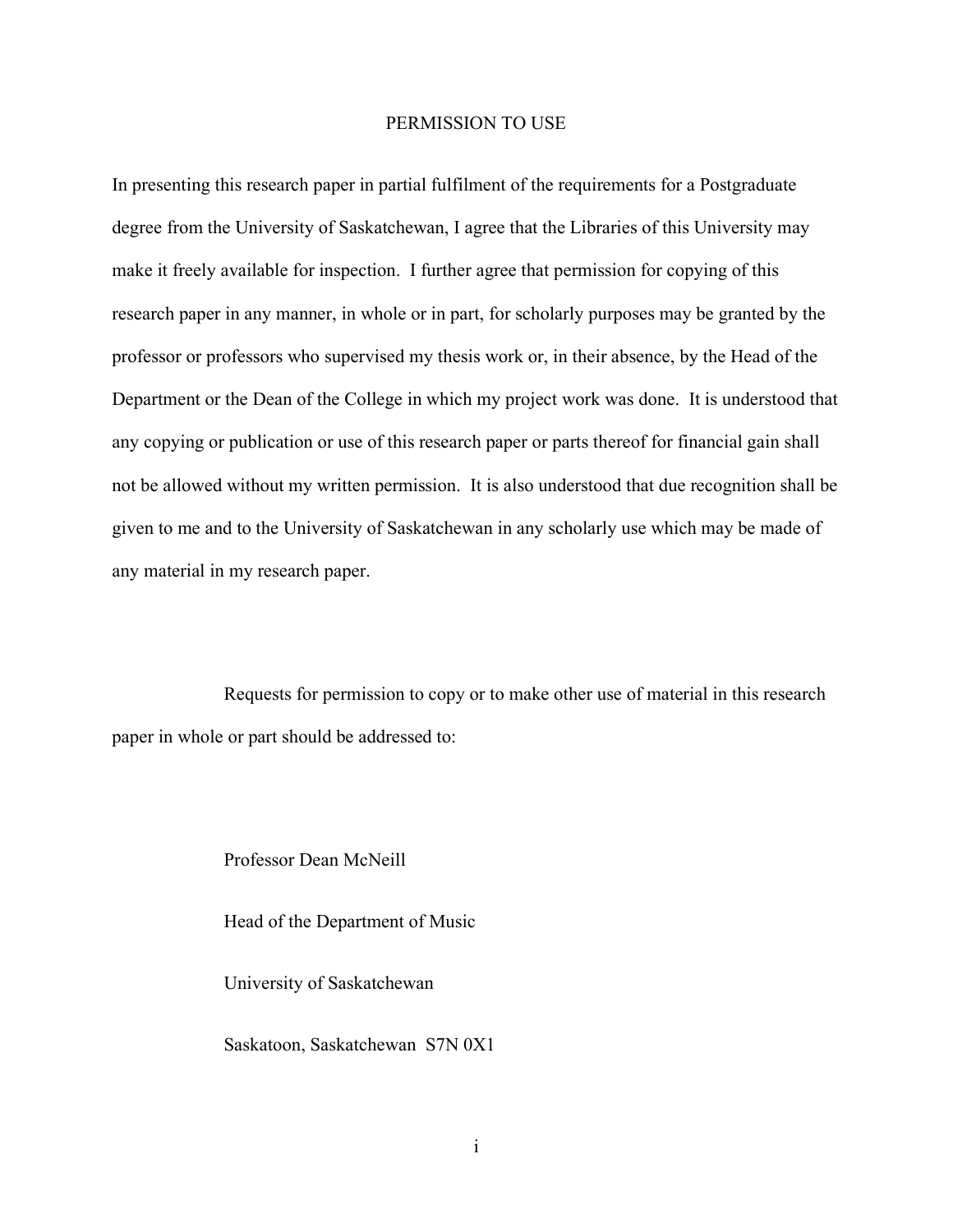# PERMISSION TO USE

In presenting this research paper in partial fulfilment of the requirements for a Postgraduate degree from the University of Saskatchewan, I agree that the Libraries of this University may make it freely available for inspection. I further agree that permission for copying of this research paper in any manner, in whole or in part, for scholarly purposes may be granted by the professor or professors who supervised my thesis work or, in their absence, by the Head of the Department or the Dean of the College in which my project work was done. It is understood that any copying or publication or use of this research paper or parts thereof for financial gain shall not be allowed without my written permission. It is also understood that due recognition shall be given to me and to the University of Saskatchewan in any scholarly use which may be made of any material in my research paper.

Requests for permission to copy or to make other use of material in this research paper in whole or part should be addressed to:

Professor Dean McNeill

Head of the Department of Music

University of Saskatchewan

Saskatoon, Saskatchewan S7N 0X1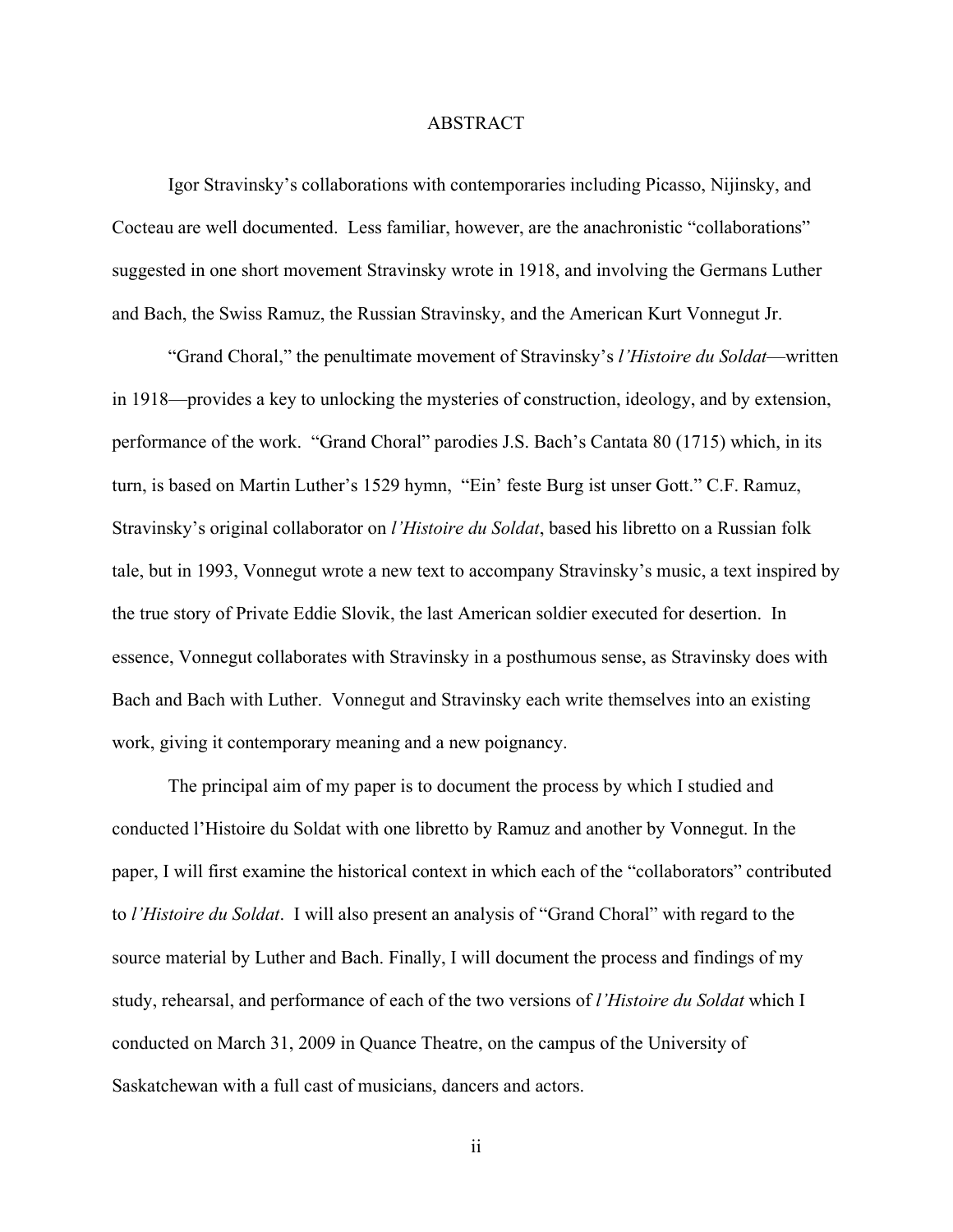# ABSTRACT

Igor Stravinsky's collaborations with contemporaries including Picasso, Nijinsky, and Cocteau are well documented. Less familiar, however, are the anachronistic "collaborations" suggested in one short movement Stravinsky wrote in 1918, and involving the Germans Luther and Bach, the Swiss Ramuz, the Russian Stravinsky, and the American Kurt Vonnegut Jr.

"Grand Choral," the penultimate movement of Stravinsky's *l'Histoire du Soldat*—written in 1918—provides a key to unlocking the mysteries of construction, ideology, and by extension, performance of the work. "Grand Choral" parodies J.S. Bach's Cantata 80 (1715) which, in its turn, is based on Martin Luther's 1529 hymn, "Ein' feste Burg ist unser Gott." C.F. Ramuz, Stravinsky's original collaborator on *l'Histoire du Soldat*, based his libretto on a Russian folk tale, but in 1993, Vonnegut wrote a new text to accompany Stravinsky's music, a text inspired by the true story of Private Eddie Slovik, the last American soldier executed for desertion. In essence, Vonnegut collaborates with Stravinsky in a posthumous sense, as Stravinsky does with Bach and Bach with Luther. Vonnegut and Stravinsky each write themselves into an existing work, giving it contemporary meaning and a new poignancy.

The principal aim of my paper is to document the process by which I studied and conducted l'Histoire du Soldat with one libretto by Ramuz and another by Vonnegut. In the paper, I will first examine the historical context in which each of the "collaborators" contributed to *l'Histoire du Soldat*. I will also present an analysis of "Grand Choral" with regard to the source material by Luther and Bach. Finally, I will document the process and findings of my study, rehearsal, and performance of each of the two versions of *l'Histoire du Soldat* which I conducted on March 31, 2009 in Quance Theatre, on the campus of the University of Saskatchewan with a full cast of musicians, dancers and actors.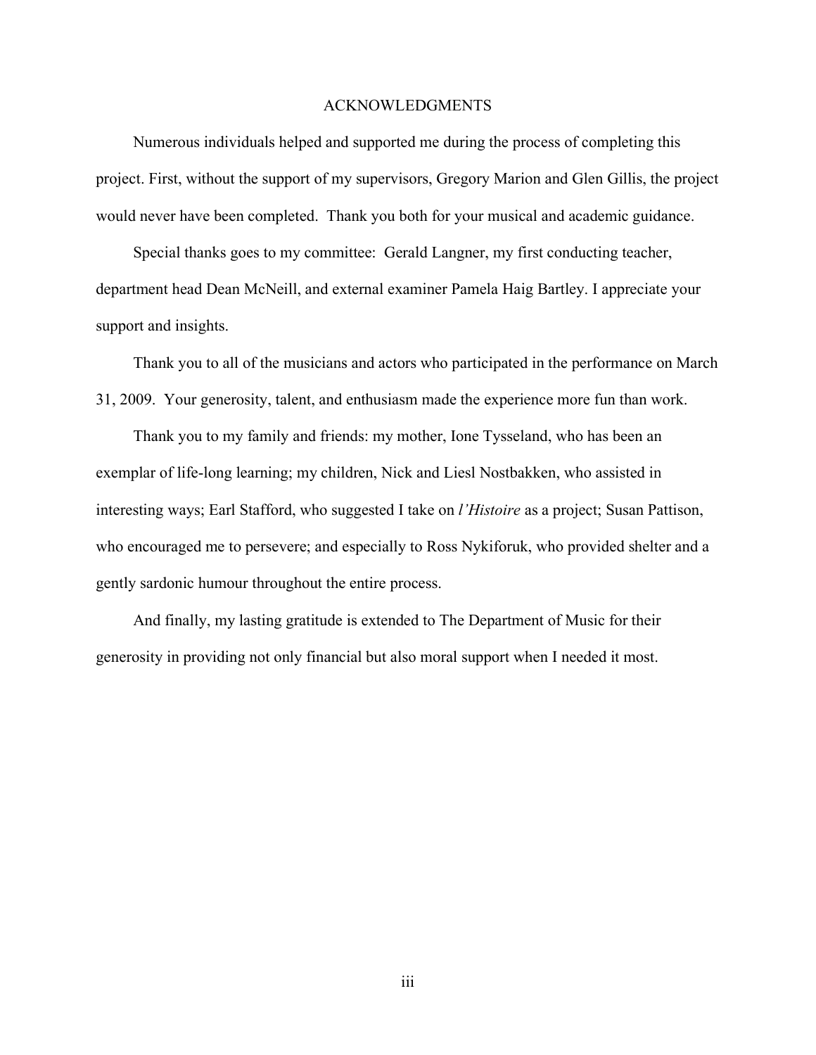# ACKNOWLEDGMENTS

Numerous individuals helped and supported me during the process of completing this project. First, without the support of my supervisors, Gregory Marion and Glen Gillis, the project would never have been completed. Thank you both for your musical and academic guidance.

Special thanks goes to my committee: Gerald Langner, my first conducting teacher, department head Dean McNeill, and external examiner Pamela Haig Bartley. I appreciate your support and insights.

Thank you to all of the musicians and actors who participated in the performance on March 31, 2009. Your generosity, talent, and enthusiasm made the experience more fun than work.

Thank you to my family and friends: my mother, Ione Tysseland, who has been an exemplar of life-long learning; my children, Nick and Liesl Nostbakken, who assisted in interesting ways; Earl Stafford, who suggested I take on *l'Histoire* as a project; Susan Pattison, who encouraged me to persevere; and especially to Ross Nykiforuk, who provided shelter and a gently sardonic humour throughout the entire process.

And finally, my lasting gratitude is extended to The Department of Music for their generosity in providing not only financial but also moral support when I needed it most.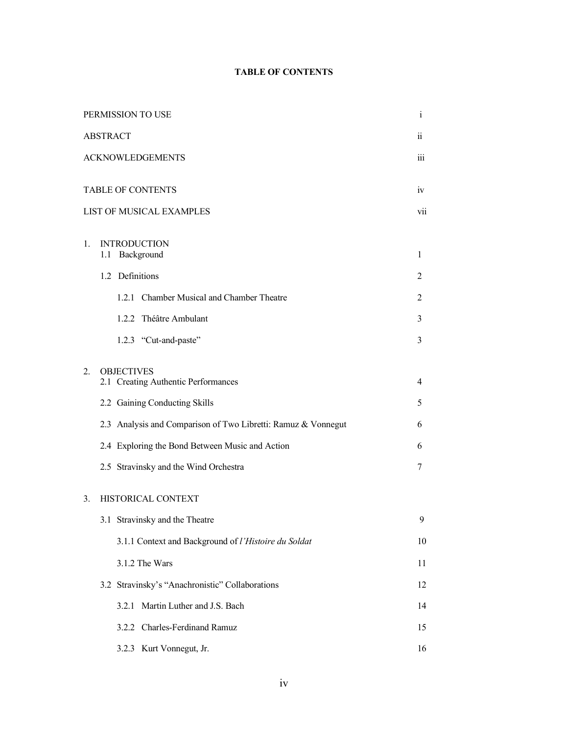# TABLE OF CONTENTS

| | |
|---|---|
| PERMISSION TO USE | i |
| ABSTRACT | ii |
| ACKNOWLEDGEMENTS | iii |
| TABLE OF CONTENTS | iv |
| LIST OF MUSICAL EXAMPLES | vii |
| 1. INTRODUCTION | |
| 1.1 Background | 1 |
| 1.2 Definitions | 2 |
| 1.2.1 Chamber Musical and Chamber Theatre | 2 |
| 1.2.2 Théâtre Ambulant | 3 |
| 1.2.3 “Cut-and-paste” | 3 |
| 2. OBJECTIVES | |
| 2.1 Creating Authentic Performances | 4 |
| 2.2 Gaining Conducting Skills | 5 |
| 2.3 Analysis and Comparison of Two Libretti: Ramuz & Vonnegut | 6 |
| 2.4 Exploring the Bond Between Music and Action | 6 |
| 2.5 Stravinsky and the Wind Orchestra | 7 |
| 3. HISTORICAL CONTEXT | |
| 3.1 Stravinsky and the Theatre | 9 |
| 3.1.1 Context and Background of *l’Histoire du Soldat* | 10 |
| 3.1.2 The Wars | 11 |
| 3.2 Stravinsky’s “Anachronistic” Collaborations | 12 |
| 3.2.1 Martin Luther and J.S. Bach | 14 |
| 3.2.2 Charles-Ferdinand Ramuz | 15 |
| 3.2.3 Kurt Vonnegut, Jr. | 16 |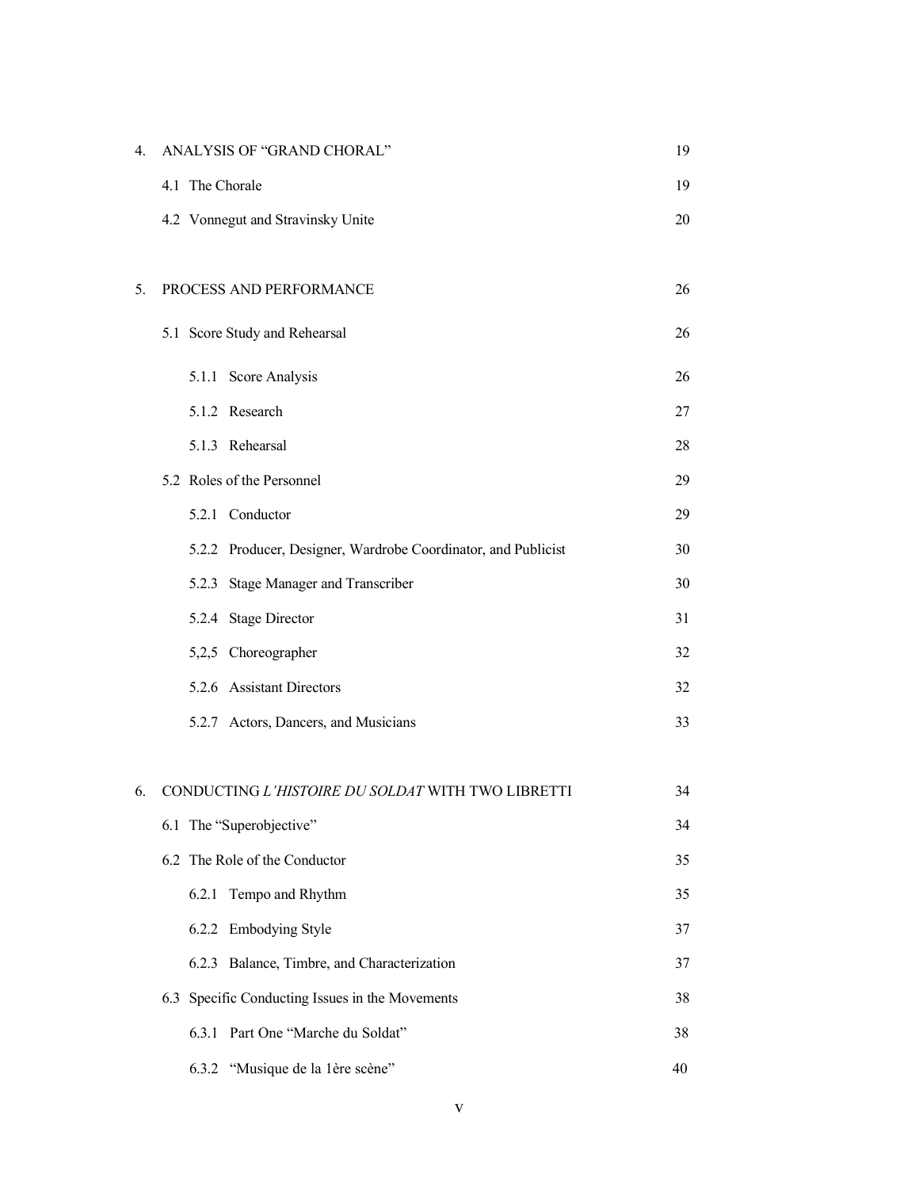| | | |
|---|---|---|
| 4. | ANALYSIS OF "GRAND CHORAL" | 19 |
| | 4.1 The Chorale | 19 |
| | 4.2 Vonnegut and Stravinsky Unite | 20 |
| 5. | PROCESS AND PERFORMANCE | 26 |
| | 5.1 Score Study and Rehearsal | 26 |
| | 5.1.1 Score Analysis | 26 |
| | 5.1.2 Research | 27 |
| | 5.1.3 Rehearsal | 28 |
| | 5.2 Roles of the Personnel | 29 |
| | 5.2.1 Conductor | 29 |
| | 5.2.2 Producer, Designer, Wardrobe Coordinator, and Publicist | 30 |
| | 5.2.3 Stage Manager and Transcriber | 30 |
| | 5.2.4 Stage Director | 31 |
| | 5,2,5 Choreographer | 32 |
| | 5.2.6 Assistant Directors | 32 |
| | 5.2.7 Actors, Dancers, and Musicians | 33 |
| 6. | CONDUCTING *L'HISTOIRE DU SOLDAT* WITH TWO LIBRETTI | 34 |
| | 6.1 The "Superobjective" | 34 |
| | 6.2 The Role of the Conductor | 35 |
| | 6.2.1 Tempo and Rhythm | 35 |
| | 6.2.2 Embodying Style | 37 |
| | 6.2.3 Balance, Timbre, and Characterization | 37 |
| | 6.3 Specific Conducting Issues in the Movements | 38 |
| | 6.3.1 Part One "Marche du Soldat" | 38 |
| | 6.3.2 "Musique de la 1ère scène" | 40 |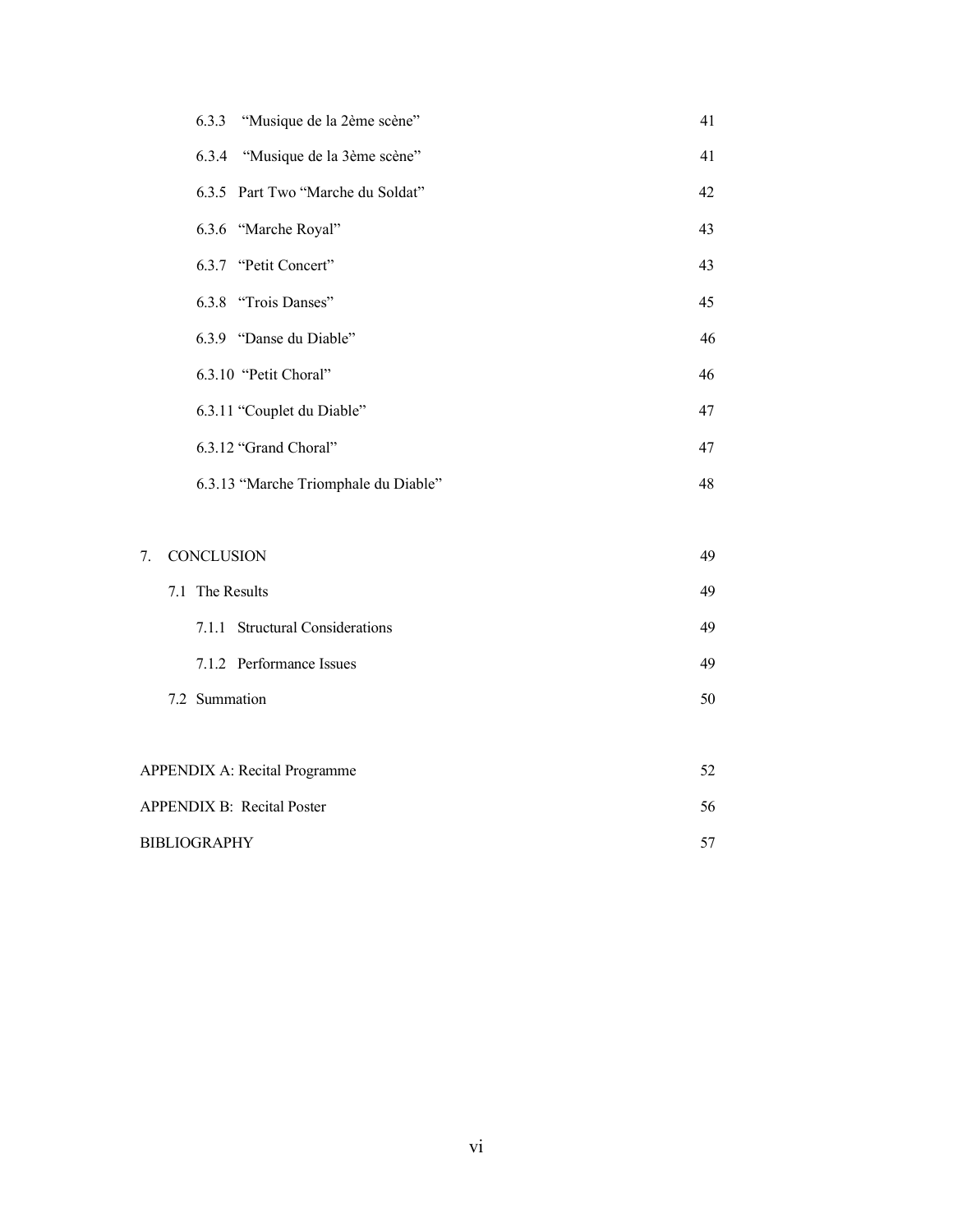6.3.3 "Musique de la 2ème scène" 41

6.3.4 "Musique de la 3ème scène" 41

6.3.5 Part Two "Marche du Soldat" 42

6.3.6 "Marche Royal" 43

6.3.7 "Petit Concert" 43

6.3.8 "Trois Danses" 45

6.3.9 "Danse du Diable" 46

6.3.10 "Petit Choral" 46

6.3.11 "Couplet du Diable" 47

6.3.12 "Grand Choral" 47

6.3.13 "Marche Triomphale du Diable" 48

7. CONCLUSION 49

7.1 The Results 49

7.1.1 Structural Considerations 49

7.1.2 Performance Issues 49

7.2 Summation 50

APPENDIX A: Recital Programme 52

APPENDIX B: Recital Poster 56

BIBLIOGRAPHY 57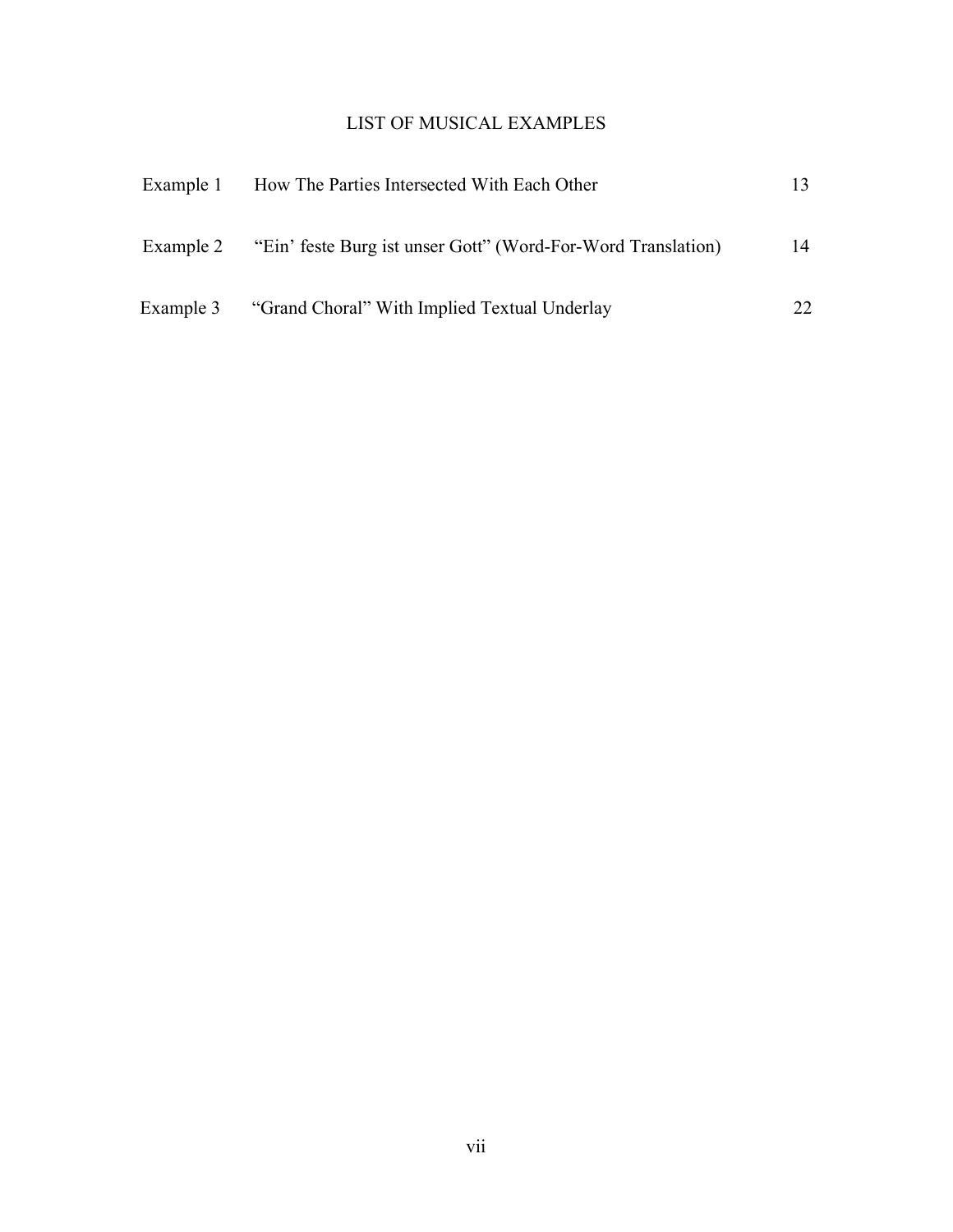# LIST OF MUSICAL EXAMPLES

| | | |
|---|---|---|
| Example 1 | How The Parties Intersected With Each Other | 13 |
| Example 2 | "Ein' feste Burg ist unser Gott" (Word-For-Word Translation) | 14 |
| Example 3 | "Grand Choral" With Implied Textual Underlay | 22 |